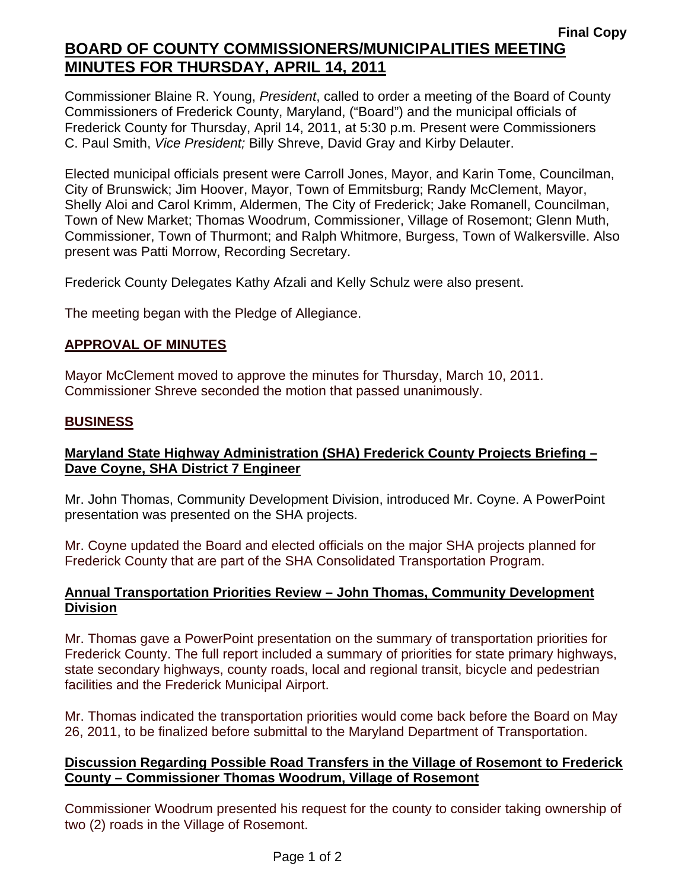**Final Copy**

# BOARD OF COUNTY COMMISSIONERS/MUNICIPALITIES MEETING MINUTES FOR THURSDAY, APRIL 14, 2011

Commissioner Blaine R. Young, *President*, called to order a meeting of the Board of County Commissioners of Frederick County, Maryland, ("Board") and the municipal officials of Frederick County for Thursday, April 14, 2011, at 5:30 p.m. Present were Commissioners C. Paul Smith, *Vice President;* Billy Shreve, David Gray and Kirby Delauter.

Elected municipal officials present were Carroll Jones, Mayor, and Karin Tome, Councilman, City of Brunswick; Jim Hoover, Mayor, Town of Emmitsburg; Randy McClement, Mayor, Shelly Aloi and Carol Krimm, Aldermen, The City of Frederick; Jake Romanell, Councilman, Town of New Market; Thomas Woodrum, Commissioner, Village of Rosemont; Glenn Muth, Commissioner, Town of Thurmont; and Ralph Whitmore, Burgess, Town of Walkersville. Also present was Patti Morrow, Recording Secretary.

Frederick County Delegates Kathy Afzali and Kelly Schulz were also present.

The meeting began with the Pledge of Allegiance.

## APPROVAL OF MINUTES

Mayor McClement moved to approve the minutes for Thursday, March 10, 2011. Commissioner Shreve seconded the motion that passed unanimously.

## BUSINESS

### Maryland State Highway Administration (SHA) Frederick County Projects Briefing – Dave Coyne, SHA District 7 Engineer

Mr. John Thomas, Community Development Division, introduced Mr. Coyne. A PowerPoint presentation was presented on the SHA projects.

Mr. Coyne updated the Board and elected officials on the major SHA projects planned for Frederick County that are part of the SHA Consolidated Transportation Program.

### Annual Transportation Priorities Review – John Thomas, Community Development Division

Mr. Thomas gave a PowerPoint presentation on the summary of transportation priorities for Frederick County. The full report included a summary of priorities for state primary highways, state secondary highways, county roads, local and regional transit, bicycle and pedestrian facilities and the Frederick Municipal Airport.

Mr. Thomas indicated the transportation priorities would come back before the Board on May 26, 2011, to be finalized before submittal to the Maryland Department of Transportation.

### Discussion Regarding Possible Road Transfers in the Village of Rosemont to Frederick County – Commissioner Thomas Woodrum, Village of Rosemont

Commissioner Woodrum presented his request for the county to consider taking ownership of two (2) roads in the Village of Rosemont.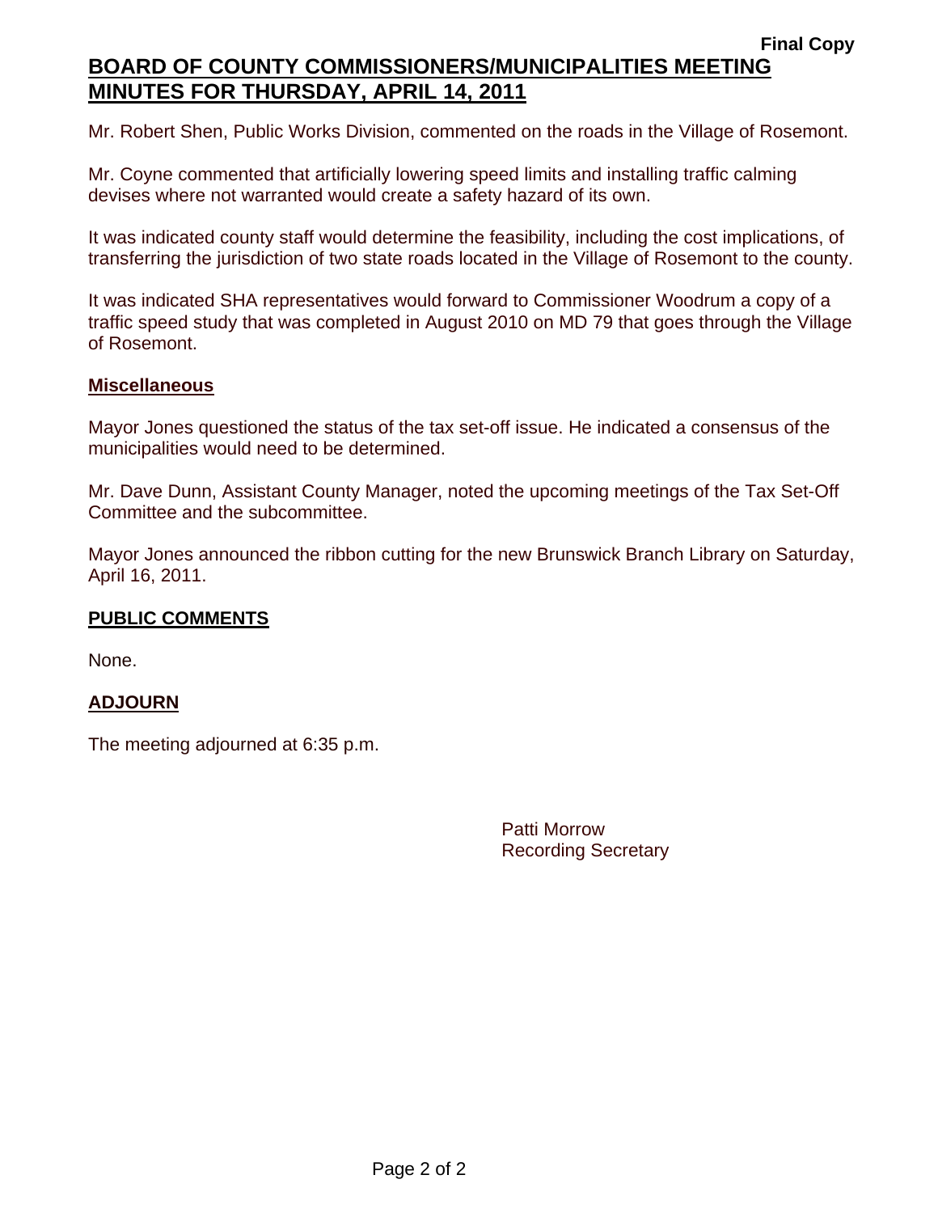Mr. Robert Shen, Public Works Division, commented on the roads in the Village of Rosemont.

Mr. Coyne commented that artificially lowering speed limits and installing traffic calming devises where not warranted would create a safety hazard of its own.

It was indicated county staff would determine the feasibility, including the cost implications, of transferring the jurisdiction of two state roads located in the Village of Rosemont to the county.

It was indicated SHA representatives would forward to Commissioner Woodrum a copy of a traffic speed study that was completed in August 2010 on MD 79 that goes through the Village of Rosemont.

## Miscellaneous

Mayor Jones questioned the status of the tax set-off issue. He indicated a consensus of the municipalities would need to be determined.

Mr. Dave Dunn, Assistant County Manager, noted the upcoming meetings of the Tax Set-Off Committee and the subcommittee.

Mayor Jones announced the ribbon cutting for the new Brunswick Branch Library on Saturday, April 16, 2011.

## PUBLIC COMMENTS

None.

## ADJOURN

The meeting adjourned at 6:35 p.m.

Patti Morrow
Recording Secretary